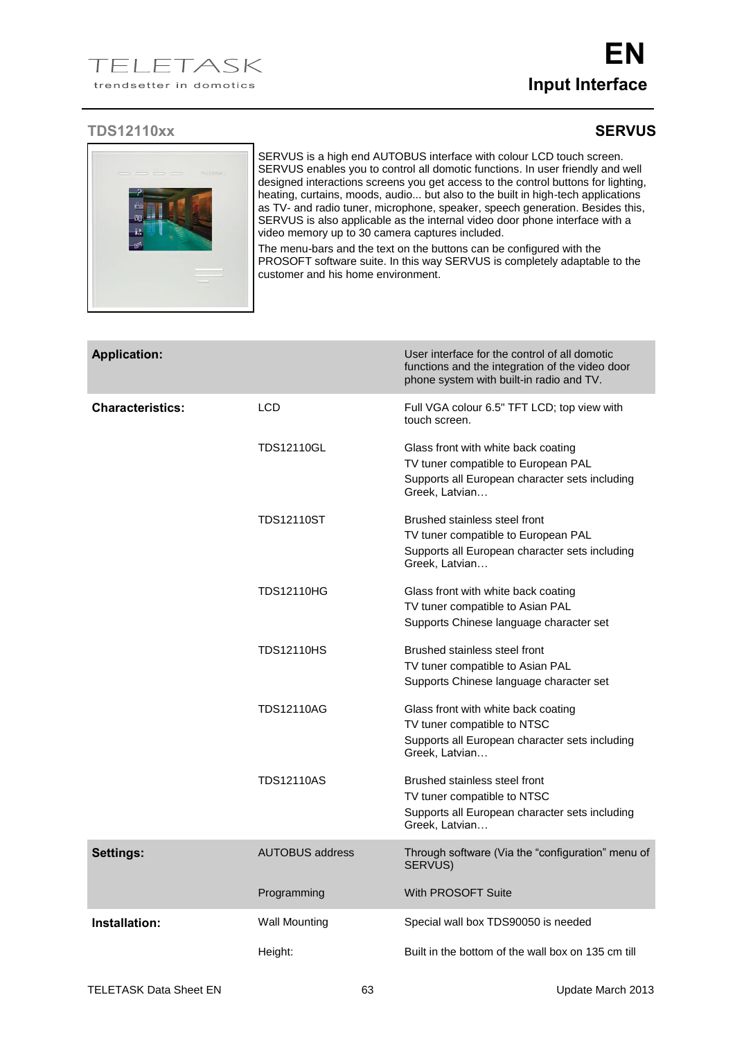# Input Interface

## TDS12110xx — SERVUS

SERVUS is a high end AUTOBUS interface with colour LCD touch screen. SERVUS enables you to control all domotic functions. In user friendly and well designed interactions screens you get access to the control buttons for lighting, heating, curtains, moods, audio... but also to the built in high-tech applications as TV- and radio tuner, microphone, speaker, speech generation. Besides this, SERVUS is also applicable as the internal video door phone interface with a video memory up to 30 camera captures included.

The menu-bars and the text on the buttons can be configured with the PROSOFT software suite. In this way SERVUS is completely adaptable to the customer and his home environment.

| | | |
|---|---|---|
| **Application:** | | User interface for the control of all domotic functions and the integration of the video door phone system with built-in radio and TV. |
| **Characteristics:** | LCD | Full VGA colour 6.5" TFT LCD; top view with touch screen. |
| | TDS12110GL | Glass front with white back coating<br>TV tuner compatible to European PAL<br>Supports all European character sets including Greek, Latvian… |
| | TDS12110ST | Brushed stainless steel front<br>TV tuner compatible to European PAL<br>Supports all European character sets including Greek, Latvian… |
| | TDS12110HG | Glass front with white back coating<br>TV tuner compatible to Asian PAL<br>Supports Chinese language character set |
| | TDS12110HS | Brushed stainless steel front<br>TV tuner compatible to Asian PAL<br>Supports Chinese language character set |
| | TDS12110AG | Glass front with white back coating<br>TV tuner compatible to NTSC<br>Supports all European character sets including Greek, Latvian… |
| | TDS12110AS | Brushed stainless steel front<br>TV tuner compatible to NTSC<br>Supports all European character sets including Greek, Latvian… |
| **Settings:** | AUTOBUS address | Through software (Via the “configuration” menu of SERVUS) |
| | Programming | With PROSOFT Suite |
| **Installation:** | Wall Mounting | Special wall box TDS90050 is needed |
| | Height: | Built in the bottom of the wall box on 135 cm till |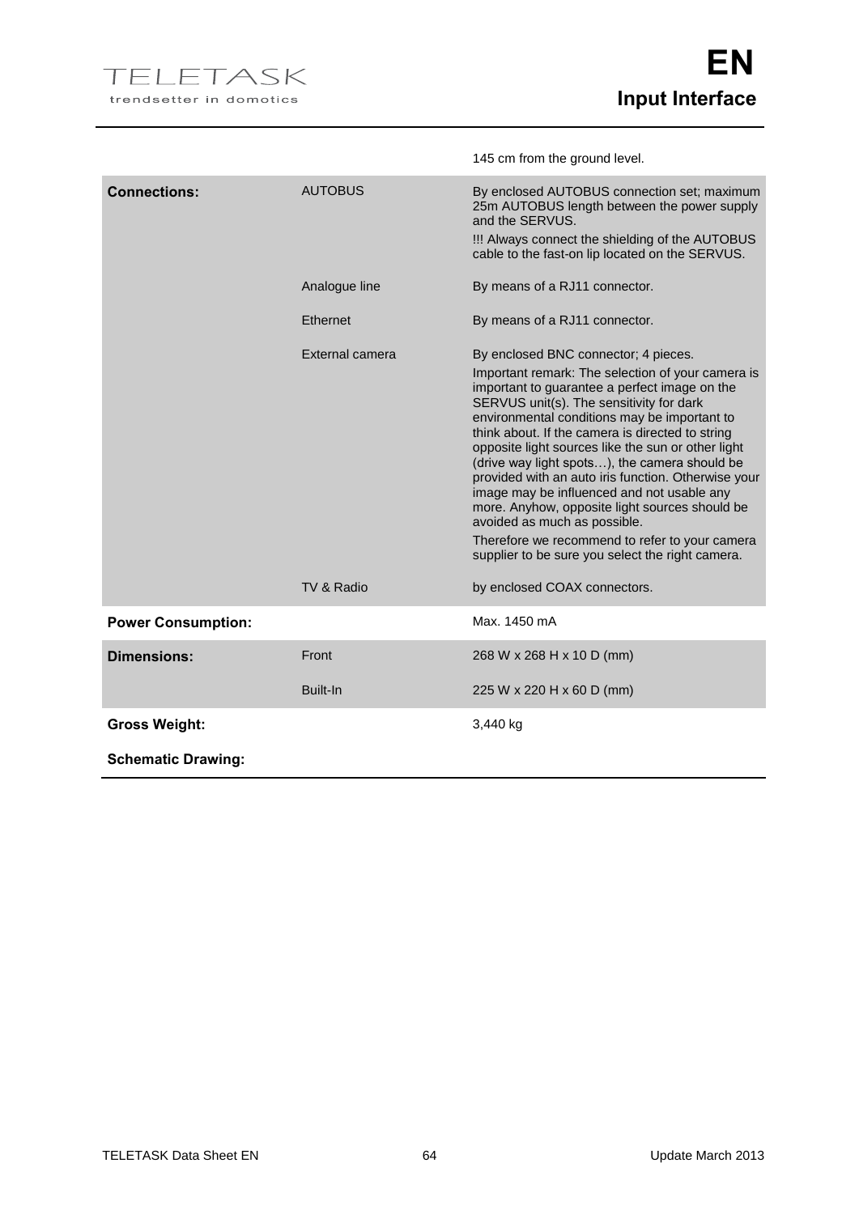145 cm from the ground level.

| | | |
|---|---|---|
| **Connections:** | AUTOBUS | By enclosed AUTOBUS connection set; maximum 25m AUTOBUS length between the power supply and the SERVUS.<br>!!! Always connect the shielding of the AUTOBUS cable to the fast-on lip located on the SERVUS. |
| | Analogue line | By means of a RJ11 connector. |
| | Ethernet | By means of a RJ11 connector. |
| | External camera | By enclosed BNC connector; 4 pieces.<br>Important remark: The selection of your camera is important to guarantee a perfect image on the SERVUS unit(s). The sensitivity for dark environmental conditions may be important to think about. If the camera is directed to string opposite light sources like the sun or other light (drive way light spots…), the camera should be provided with an auto iris function. Otherwise your image may be influenced and not usable any more. Anyhow, opposite light sources should be avoided as much as possible.<br>Therefore we recommend to refer to your camera supplier to be sure you select the right camera. |
| | TV & Radio | by enclosed COAX connectors. |
| **Power Consumption:** | | Max. 1450 mA |
| **Dimensions:** | Front | 268 W x 268 H x 10 D (mm) |
| | Built-In | 225 W x 220 H x 60 D (mm) |
| **Gross Weight:** | | 3,440 kg |
| **Schematic Drawing:** | | |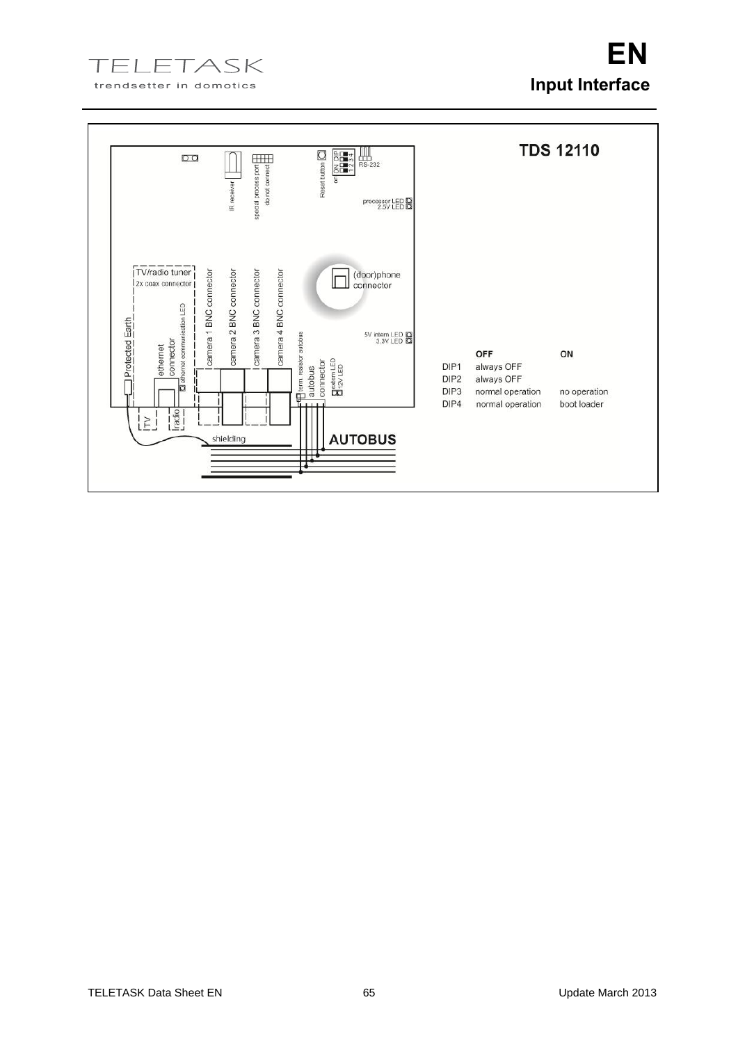# TDS 12110

TV/radio tuner
2x coax connector

IR receiver

special process port
do not connect

Reset button

ON DIP
1 2 3 4

RS-232

processor LED
2.5V LED

(door)phone
connector

5V intern LED
3.3V LED

Protected Earth

ethernet
connector

ethernet communication LED

camera 1 BNC connector

camera 2 BNC connector

camera 3 BNC connector

camera 4 BNC connector

term. resistor autobus

autobus
connector

extern LED
12V LED

TV

radio

shielding

AUTOBUS

| | OFF | ON |
|---|---|---|
| DIP1 | always OFF | |
| DIP2 | always OFF | |
| DIP3 | normal operation | no operation |
| DIP4 | normal operation | boot loader |